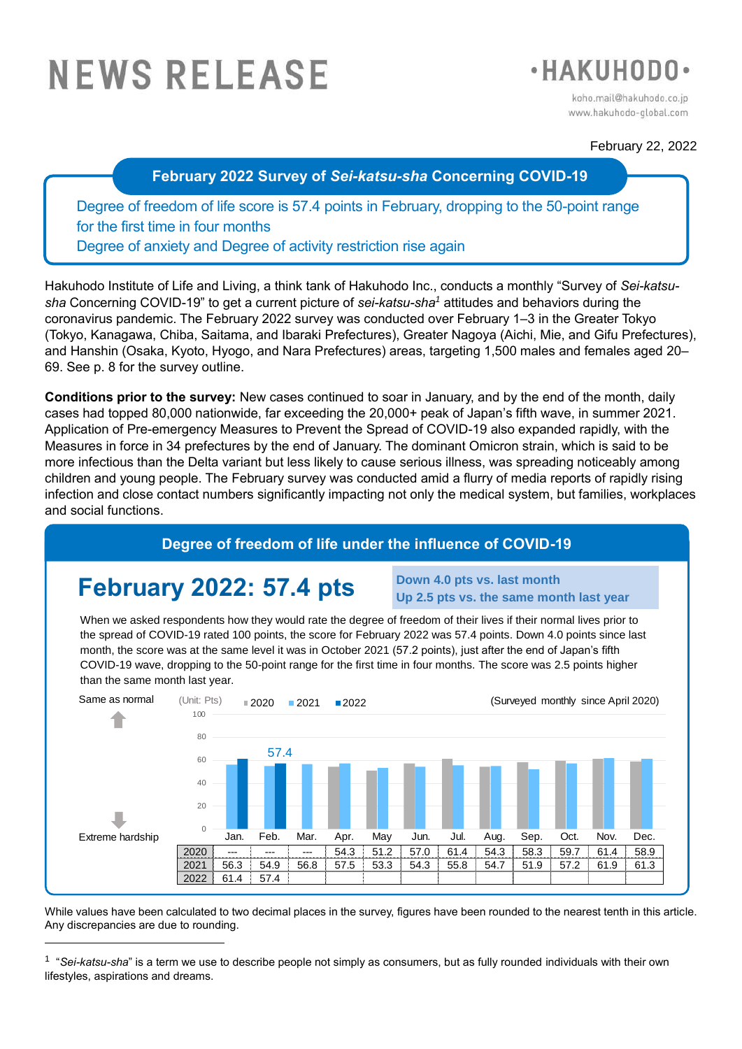# NEWS RELEASE

**•HAKUHODO•**

koho.mail@hakuhodo.co.jp
www.hakuhodo-global.com

February 22, 2022

## February 2022 Survey of *Sei-katsu-sha* Concerning COVID-19

**Degree of freedom of life score is 57.4 points in February, dropping to the 50-point range for the first time in four months**
**Degree of anxiety and Degree of activity restriction rise again**

Hakuhodo Institute of Life and Living, a think tank of Hakuhodo Inc., conducts a monthly "Survey of *Sei-katsu-sha* Concerning COVID-19" to get a current picture of *sei-katsu-sha*[1] attitudes and behaviors during the coronavirus pandemic. The February 2022 survey was conducted over February 1–3 in the Greater Tokyo (Tokyo, Kanagawa, Chiba, Saitama, and Ibaraki Prefectures), Greater Nagoya (Aichi, Mie, and Gifu Prefectures), and Hanshin (Osaka, Kyoto, Hyogo, and Nara Prefectures) areas, targeting 1,500 males and females aged 20–69. See p. 8 for the survey outline.

**Conditions prior to the survey:** New cases continued to soar in January, and by the end of the month, daily cases had topped 80,000 nationwide, far exceeding the 20,000+ peak of Japan's fifth wave, in summer 2021. Application of Pre-emergency Measures to Prevent the Spread of COVID-19 also expanded rapidly, with the Measures in force in 34 prefectures by the end of January. The dominant Omicron strain, which is said to be more infectious than the Delta variant but less likely to cause serious illness, was spreading noticeably among children and young people. The February survey was conducted amid a flurry of media reports of rapidly rising infection and close contact numbers significantly impacting not only the medical system, but families, workplaces and social functions.

### Degree of freedom of life under the influence of COVID-19

## February 2022: 57.4 pts

**Down 4.0 pts vs. last month**
**Up 2.5 pts vs. the same month last year**

When we asked respondents how they would rate the degree of freedom of their lives if their normal lives prior to the spread of COVID-19 rated 100 points, the score for February 2022 was 57.4 points. Down 4.0 points since last month, the score was at the same level it was in October 2021 (57.2 points), just after the end of Japan's fifth COVID-19 wave, dropping to the 50-point range for the first time in four months. The score was 2.5 points higher than the same month last year.

Same as normal ↑ / ↓ Extreme hardship

(Unit: Pts) (Surveyed monthly since April 2020)

| | Jan. | Feb. | Mar. | Apr. | May | Jun. | Jul. | Aug. | Sep. | Oct. | Nov. | Dec. |
|---|---|---|---|---|---|---|---|---|---|---|---|---|
| 2020 | --- | --- | --- | 54.3 | 51.2 | 57.0 | 61.4 | 54.3 | 58.3 | 59.7 | 61.4 | 58.9 |
| 2021 | 56.3 | 54.9 | 56.8 | 57.5 | 53.3 | 54.3 | 55.8 | 54.7 | 51.9 | 57.2 | 61.9 | 61.3 |
| 2022 | 61.4 | 57.4 | | | | | | | | | | |

While values have been calculated to two decimal places in the survey, figures have been rounded to the nearest tenth in this article. Any discrepancies are due to rounding.

---

[1] "*Sei-katsu-sha*" is a term we use to describe people not simply as consumers, but as fully rounded individuals with their own lifestyles, aspirations and dreams.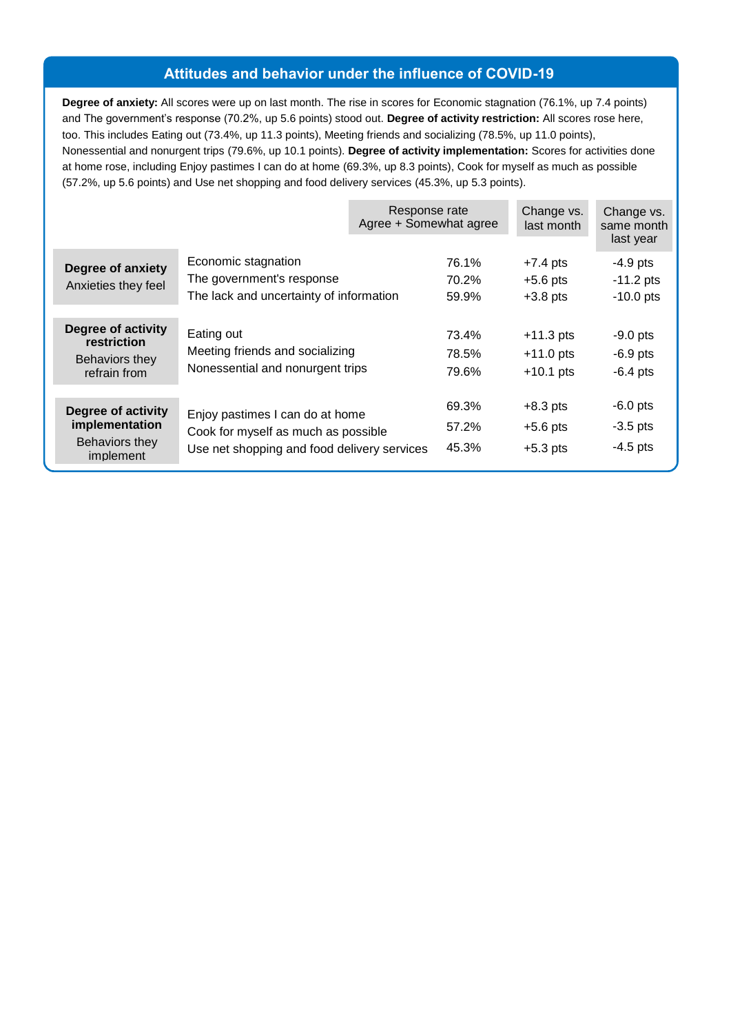## Attitudes and behavior under the influence of COVID-19

**Degree of anxiety:** All scores were up on last month. The rise in scores for Economic stagnation (76.1%, up 7.4 points) and The government's response (70.2%, up 5.6 points) stood out. **Degree of activity restriction:** All scores rose here, too. This includes Eating out (73.4%, up 11.3 points), Meeting friends and socializing (78.5%, up 11.0 points), Nonessential and nonurgent trips (79.6%, up 10.1 points). **Degree of activity implementation:** Scores for activities done at home rose, including Enjoy pastimes I can do at home (69.3%, up 8.3 points), Cook for myself as much as possible (57.2%, up 5.6 points) and Use net shopping and food delivery services (45.3%, up 5.3 points).

| | | Response rate Agree + Somewhat agree | Change vs. last month | Change vs. same month last year |
|---|---|---|---|---|
| **Degree of anxiety** Anxieties they feel | Economic stagnation | 76.1% | +7.4 pts | -4.9 pts |
| | The government's response | 70.2% | +5.6 pts | -11.2 pts |
| | The lack and uncertainty of information | 59.9% | +3.8 pts | -10.0 pts |
| **Degree of activity restriction** Behaviors they refrain from | Eating out | 73.4% | +11.3 pts | -9.0 pts |
| | Meeting friends and socializing | 78.5% | +11.0 pts | -6.9 pts |
| | Nonessential and nonurgent trips | 79.6% | +10.1 pts | -6.4 pts |
| **Degree of activity implementation** Behaviors they implement | Enjoy pastimes I can do at home | 69.3% | +8.3 pts | -6.0 pts |
| | Cook for myself as much as possible | 57.2% | +5.6 pts | -3.5 pts |
| | Use net shopping and food delivery services | 45.3% | +5.3 pts | -4.5 pts |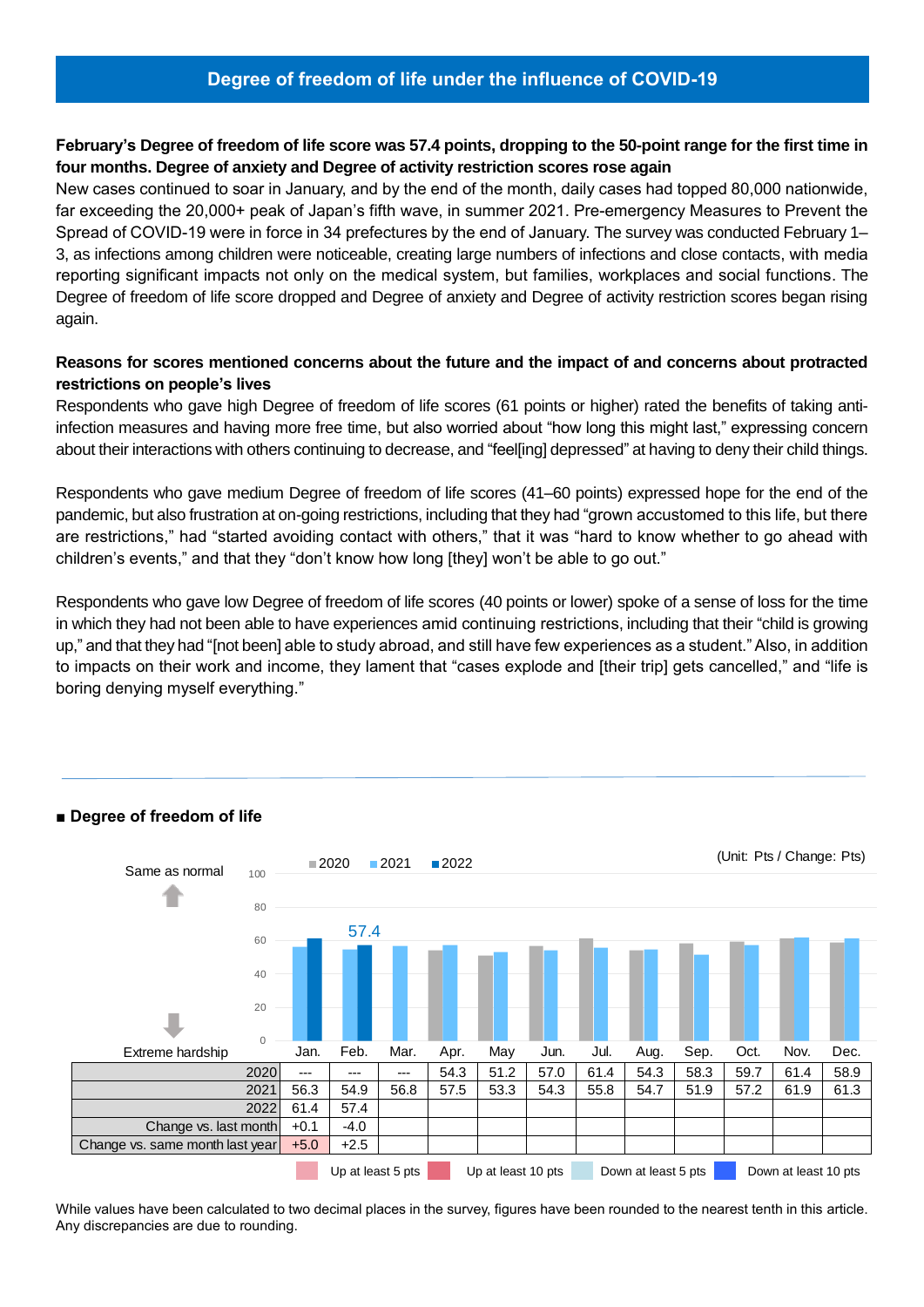# Degree of freedom of life under the influence of COVID-19

**February's Degree of freedom of life score was 57.4 points, dropping to the 50-point range for the first time in four months. Degree of anxiety and Degree of activity restriction scores rose again**

New cases continued to soar in January, and by the end of the month, daily cases had topped 80,000 nationwide, far exceeding the 20,000+ peak of Japan's fifth wave, in summer 2021. Pre-emergency Measures to Prevent the Spread of COVID-19 were in force in 34 prefectures by the end of January. The survey was conducted February 1–3, as infections among children were noticeable, creating large numbers of infections and close contacts, with media reporting significant impacts not only on the medical system, but families, workplaces and social functions. The Degree of freedom of life score dropped and Degree of anxiety and Degree of activity restriction scores began rising again.

**Reasons for scores mentioned concerns about the future and the impact of and concerns about protracted restrictions on people's lives**

Respondents who gave high Degree of freedom of life scores (61 points or higher) rated the benefits of taking anti-infection measures and having more free time, but also worried about "how long this might last," expressing concern about their interactions with others continuing to decrease, and "feel[ing] depressed" at having to deny their child things.

Respondents who gave medium Degree of freedom of life scores (41–60 points) expressed hope for the end of the pandemic, but also frustration at on-going restrictions, including that they had "grown accustomed to this life, but there are restrictions," had "started avoiding contact with others," that it was "hard to know whether to go ahead with children's events," and that they "don't know how long [they] won't be able to go out."

Respondents who gave low Degree of freedom of life scores (40 points or lower) spoke of a sense of loss for the time in which they had not been able to have experiences amid continuing restrictions, including that their "child is growing up," and that they had "[not been] able to study abroad, and still have few experiences as a student." Also, in addition to impacts on their work and income, they lament that "cases explode and [their trip] gets cancelled," and "life is boring denying myself everything."

## ■ Degree of freedom of life

(Unit: Pts / Change: Pts)

Same as normal (100) ↑ / Extreme hardship (0) ↓

| | Jan. | Feb. | Mar. | Apr. | May | Jun. | Jul. | Aug. | Sep. | Oct. | Nov. | Dec. |
|---|---|---|---|---|---|---|---|---|---|---|---|---|
| 2020 | --- | --- | --- | 54.3 | 51.2 | 57.0 | 61.4 | 54.3 | 58.3 | 59.7 | 61.4 | 58.9 |
| 2021 | 56.3 | 54.9 | 56.8 | 57.5 | 53.3 | 54.3 | 55.8 | 54.7 | 51.9 | 57.2 | 61.9 | 61.3 |
| 2022 | 61.4 | 57.4 | | | | | | | | | | |
| Change vs. last month | +0.1 | -4.0 | | | | | | | | | | |
| Change vs. same month last year | +5.0 | +2.5 | | | | | | | | | | |

Up at least 5 pts / Up at least 10 pts / Down at least 5 pts / Down at least 10 pts

While values have been calculated to two decimal places in the survey, figures have been rounded to the nearest tenth in this article. Any discrepancies are due to rounding.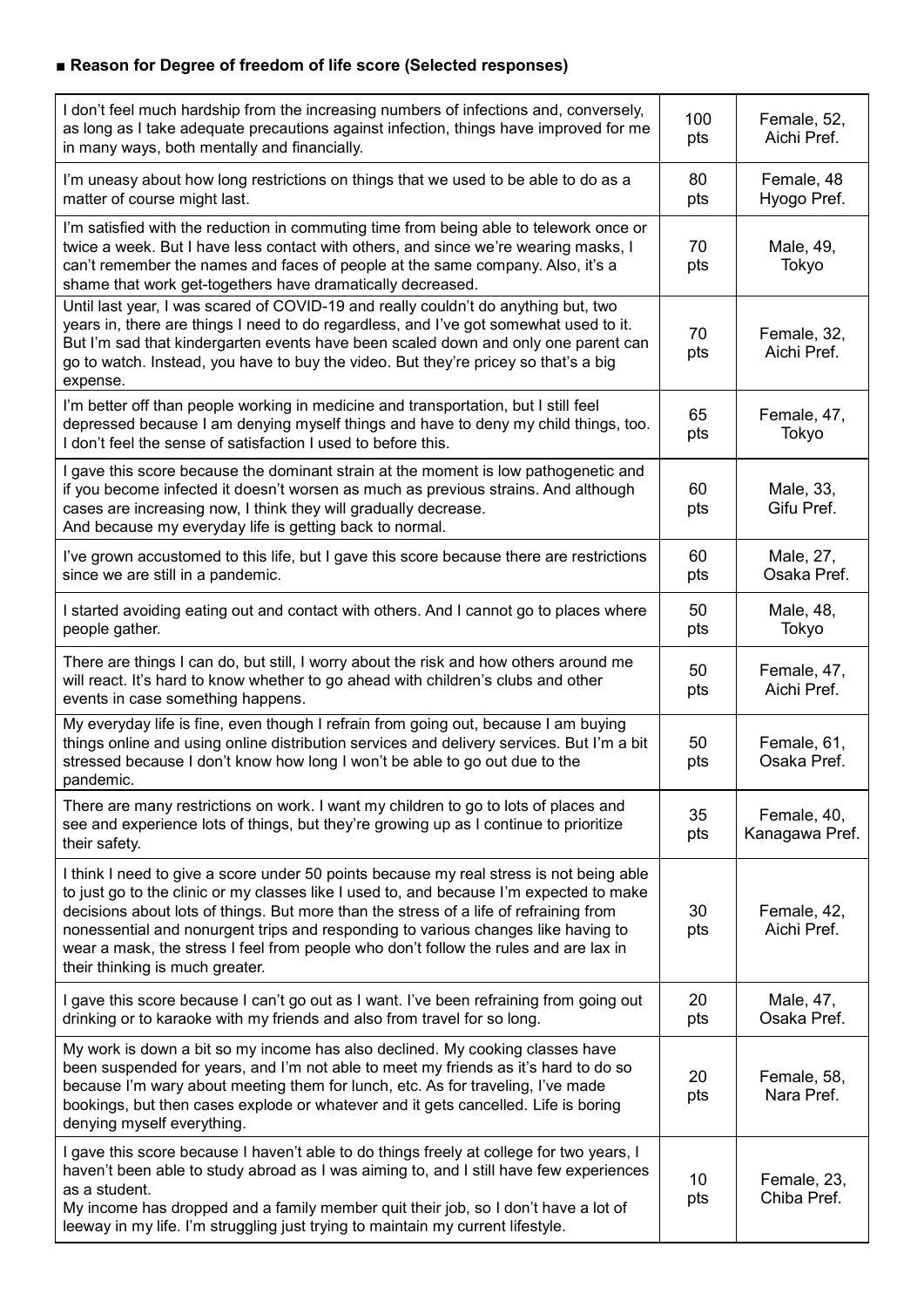■ **Reason for Degree of freedom of life score (Selected responses)**

| Response | Score | Respondent |
|---|---|---|
| I don't feel much hardship from the increasing numbers of infections and, conversely, as long as I take adequate precautions against infection, things have improved for me in many ways, both mentally and financially. | 100 pts | Female, 52, Aichi Pref. |
| I'm uneasy about how long restrictions on things that we used to be able to do as a matter of course might last. | 80 pts | Female, 48 Hyogo Pref. |
| I'm satisfied with the reduction in commuting time from being able to telework once or twice a week. But I have less contact with others, and since we're wearing masks, I can't remember the names and faces of people at the same company. Also, it's a shame that work get-togethers have dramatically decreased. | 70 pts | Male, 49, Tokyo |
| Until last year, I was scared of COVID-19 and really couldn't do anything but, two years in, there are things I need to do regardless, and I've got somewhat used to it. But I'm sad that kindergarten events have been scaled down and only one parent can go to watch. Instead, you have to buy the video. But they're pricey so that's a big expense. | 70 pts | Female, 32, Aichi Pref. |
| I'm better off than people working in medicine and transportation, but I still feel depressed because I am denying myself things and have to deny my child things, too. I don't feel the sense of satisfaction I used to before this. | 65 pts | Female, 47, Tokyo |
| I gave this score because the dominant strain at the moment is low pathogenetic and if you become infected it doesn't worsen as much as previous strains. And although cases are increasing now, I think they will gradually decrease. And because my everyday life is getting back to normal. | 60 pts | Male, 33, Gifu Pref. |
| I've grown accustomed to this life, but I gave this score because there are restrictions since we are still in a pandemic. | 60 pts | Male, 27, Osaka Pref. |
| I started avoiding eating out and contact with others. And I cannot go to places where people gather. | 50 pts | Male, 48, Tokyo |
| There are things I can do, but still, I worry about the risk and how others around me will react. It's hard to know whether to go ahead with children's clubs and other events in case something happens. | 50 pts | Female, 47, Aichi Pref. |
| My everyday life is fine, even though I refrain from going out, because I am buying things online and using online distribution services and delivery services. But I'm a bit stressed because I don't know how long I won't be able to go out due to the pandemic. | 50 pts | Female, 61, Osaka Pref. |
| There are many restrictions on work. I want my children to go to lots of places and see and experience lots of things, but they're growing up as I continue to prioritize their safety. | 35 pts | Female, 40, Kanagawa Pref. |
| I think I need to give a score under 50 points because my real stress is not being able to just go to the clinic or my classes like I used to, and because I'm expected to make decisions about lots of things. But more than the stress of a life of refraining from nonessential and nonurgent trips and responding to various changes like having to wear a mask, the stress I feel from people who don't follow the rules and are lax in their thinking is much greater. | 30 pts | Female, 42, Aichi Pref. |
| I gave this score because I can't go out as I want. I've been refraining from going out drinking or to karaoke with my friends and also from travel for so long. | 20 pts | Male, 47, Osaka Pref. |
| My work is down a bit so my income has also declined. My cooking classes have been suspended for years, and I'm not able to meet my friends as it's hard to do so because I'm wary about meeting them for lunch, etc. As for traveling, I've made bookings, but then cases explode or whatever and it gets cancelled. Life is boring denying myself everything. | 20 pts | Female, 58, Nara Pref. |
| I gave this score because I haven't able to do things freely at college for two years, I haven't been able to study abroad as I was aiming to, and I still have few experiences as a student. My income has dropped and a family member quit their job, so I don't have a lot of leeway in my life. I'm struggling just trying to maintain my current lifestyle. | 10 pts | Female, 23, Chiba Pref. |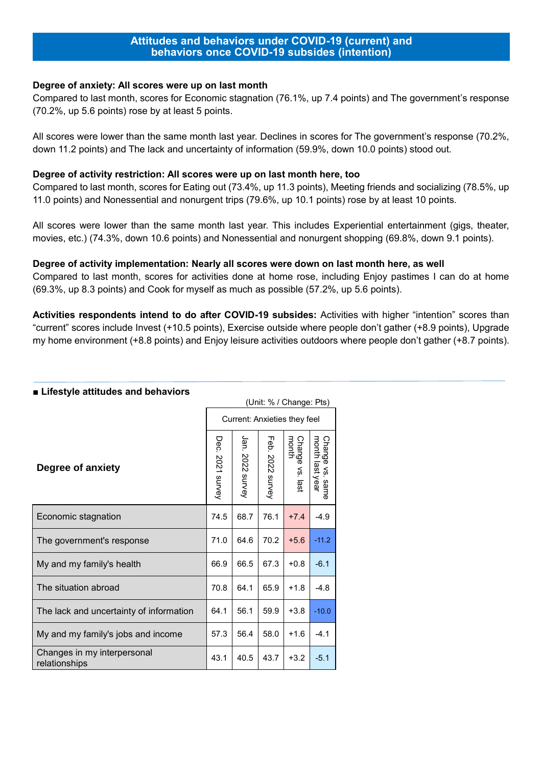# Attitudes and behaviors under COVID-19 (current) and behaviors once COVID-19 subsides (intention)

**Degree of anxiety: All scores were up on last month**

Compared to last month, scores for Economic stagnation (76.1%, up 7.4 points) and The government's response (70.2%, up 5.6 points) rose by at least 5 points.

All scores were lower than the same month last year. Declines in scores for The government's response (70.2%, down 11.2 points) and The lack and uncertainty of information (59.9%, down 10.0 points) stood out.

**Degree of activity restriction: All scores were up on last month here, too**

Compared to last month, scores for Eating out (73.4%, up 11.3 points), Meeting friends and socializing (78.5%, up 11.0 points) and Nonessential and nonurgent trips (79.6%, up 10.1 points) rose by at least 10 points.

All scores were lower than the same month last year. This includes Experiential entertainment (gigs, theater, movies, etc.) (74.3%, down 10.6 points) and Nonessential and nonurgent shopping (69.8%, down 9.1 points).

**Degree of activity implementation: Nearly all scores were down on last month here, as well**

Compared to last month, scores for activities done at home rose, including Enjoy pastimes I can do at home (69.3%, up 8.3 points) and Cook for myself as much as possible (57.2%, up 5.6 points).

**Activities respondents intend to do after COVID-19 subsides:** Activities with higher "intention" scores than "current" scores include Invest (+10.5 points), Exercise outside where people don't gather (+8.9 points), Upgrade my home environment (+8.8 points) and Enjoy leisure activities outdoors where people don't gather (+8.7 points).

**■ Lifestyle attitudes and behaviors**

(Unit: % / Change: Pts)

| Degree of anxiety | Current: Anxieties they feel | | | | |
|---|---|---|---|---|---|
| | Dec. 2021 survey | Jan. 2022 survey | Feb. 2022 survey | Change vs. last month | Change vs. same month last year |
| Economic stagnation | 74.5 | 68.7 | 76.1 | +7.4 | -4.9 |
| The government's response | 71.0 | 64.6 | 70.2 | +5.6 | -11.2 |
| My and my family's health | 66.9 | 66.5 | 67.3 | +0.8 | -6.1 |
| The situation abroad | 70.8 | 64.1 | 65.9 | +1.8 | -4.8 |
| The lack and uncertainty of information | 64.1 | 56.1 | 59.9 | +3.8 | -10.0 |
| My and my family's jobs and income | 57.3 | 56.4 | 58.0 | +1.6 | -4.1 |
| Changes in my interpersonal relationships | 43.1 | 40.5 | 43.7 | +3.2 | -5.1 |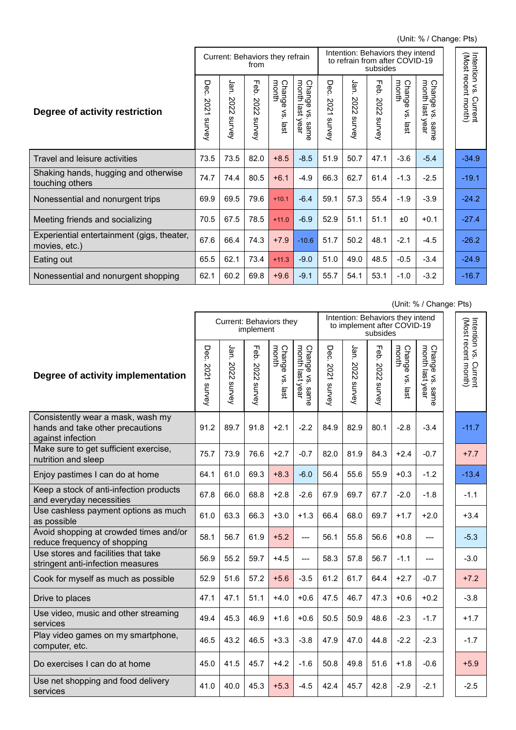(Unit: % / Change: Pts)

| Degree of activity restriction | Current: Behaviors they refrain from | | | | | Intention: Behaviors they intend to refrain from after COVID-19 subsides | | | | | Intention vs. Current (Most recent month) |
|---|---|---|---|---|---|---|---|---|---|---|---|
| | Dec. 2021 survey | Jan. 2022 survey | Feb. 2022 survey | Change vs. last month | Change vs. same month last year | Dec. 2021 survey | Jan. 2022 survey | Feb. 2022 survey | Change vs. last month | Change vs. same month last year | |
| Travel and leisure activities | 73.5 | 73.5 | 82.0 | +8.5 | -8.5 | 51.9 | 50.7 | 47.1 | -3.6 | -5.4 | -34.9 |
| Shaking hands, hugging and otherwise touching others | 74.7 | 74.4 | 80.5 | +6.1 | -4.9 | 66.3 | 62.7 | 61.4 | -1.3 | -2.5 | -19.1 |
| Nonessential and nonurgent trips | 69.9 | 69.5 | 79.6 | +10.1 | -6.4 | 59.1 | 57.3 | 55.4 | -1.9 | -3.9 | -24.2 |
| Meeting friends and socializing | 70.5 | 67.5 | 78.5 | +11.0 | -6.9 | 52.9 | 51.1 | 51.1 | ±0 | +0.1 | -27.4 |
| Experiential entertainment (gigs, theater, movies, etc.) | 67.6 | 66.4 | 74.3 | +7.9 | -10.6 | 51.7 | 50.2 | 48.1 | -2.1 | -4.5 | -26.2 |
| Eating out | 65.5 | 62.1 | 73.4 | +11.3 | -9.0 | 51.0 | 49.0 | 48.5 | -0.5 | -3.4 | -24.9 |
| Nonessential and nonurgent shopping | 62.1 | 60.2 | 69.8 | +9.6 | -9.1 | 55.7 | 54.1 | 53.1 | -1.0 | -3.2 | -16.7 |

(Unit: % / Change: Pts)

| Degree of activity implementation | Current: Behaviors they implement | | | | | Intention: Behaviors they intend to implement after COVID-19 subsides | | | | | Intention vs. Current (Most recent month) |
|---|---|---|---|---|---|---|---|---|---|---|---|
| | Dec. 2021 survey | Jan. 2022 survey | Feb. 2022 survey | Change vs. last month | Change vs. same month last year | Dec. 2021 survey | Jan. 2022 survey | Feb. 2022 survey | Change vs. last month | Change vs. same month last year | |
| Consistently wear a mask, wash my hands and take other precautions against infection | 91.2 | 89.7 | 91.8 | +2.1 | -2.2 | 84.9 | 82.9 | 80.1 | -2.8 | -3.4 | -11.7 |
| Make sure to get sufficient exercise, nutrition and sleep | 75.7 | 73.9 | 76.6 | +2.7 | -0.7 | 82.0 | 81.9 | 84.3 | +2.4 | -0.7 | +7.7 |
| Enjoy pastimes I can do at home | 64.1 | 61.0 | 69.3 | +8.3 | -6.0 | 56.4 | 55.6 | 55.9 | +0.3 | -1.2 | -13.4 |
| Keep a stock of anti-infection products and everyday necessities | 67.8 | 66.0 | 68.8 | +2.8 | -2.6 | 67.9 | 69.7 | 67.7 | -2.0 | -1.8 | -1.1 |
| Use cashless payment options as much as possible | 61.0 | 63.3 | 66.3 | +3.0 | +1.3 | 66.4 | 68.0 | 69.7 | +1.7 | +2.0 | +3.4 |
| Avoid shopping at crowded times and/or reduce frequency of shopping | 58.1 | 56.7 | 61.9 | +5.2 | --- | 56.1 | 55.8 | 56.6 | +0.8 | --- | -5.3 |
| Use stores and facilities that take stringent anti-infection measures | 56.9 | 55.2 | 59.7 | +4.5 | --- | 58.3 | 57.8 | 56.7 | -1.1 | --- | -3.0 |
| Cook for myself as much as possible | 52.9 | 51.6 | 57.2 | +5.6 | -3.5 | 61.2 | 61.7 | 64.4 | +2.7 | -0.7 | +7.2 |
| Drive to places | 47.1 | 47.1 | 51.1 | +4.0 | +0.6 | 47.5 | 46.7 | 47.3 | +0.6 | +0.2 | -3.8 |
| Use video, music and other streaming services | 49.4 | 45.3 | 46.9 | +1.6 | +0.6 | 50.5 | 50.9 | 48.6 | -2.3 | -1.7 | +1.7 |
| Play video games on my smartphone, computer, etc. | 46.5 | 43.2 | 46.5 | +3.3 | -3.8 | 47.9 | 47.0 | 44.8 | -2.2 | -2.3 | -1.7 |
| Do exercises I can do at home | 45.0 | 41.5 | 45.7 | +4.2 | -1.6 | 50.8 | 49.8 | 51.6 | +1.8 | -0.6 | +5.9 |
| Use net shopping and food delivery services | 41.0 | 40.0 | 45.3 | +5.3 | -4.5 | 42.4 | 45.7 | 42.8 | -2.9 | -2.1 | -2.5 |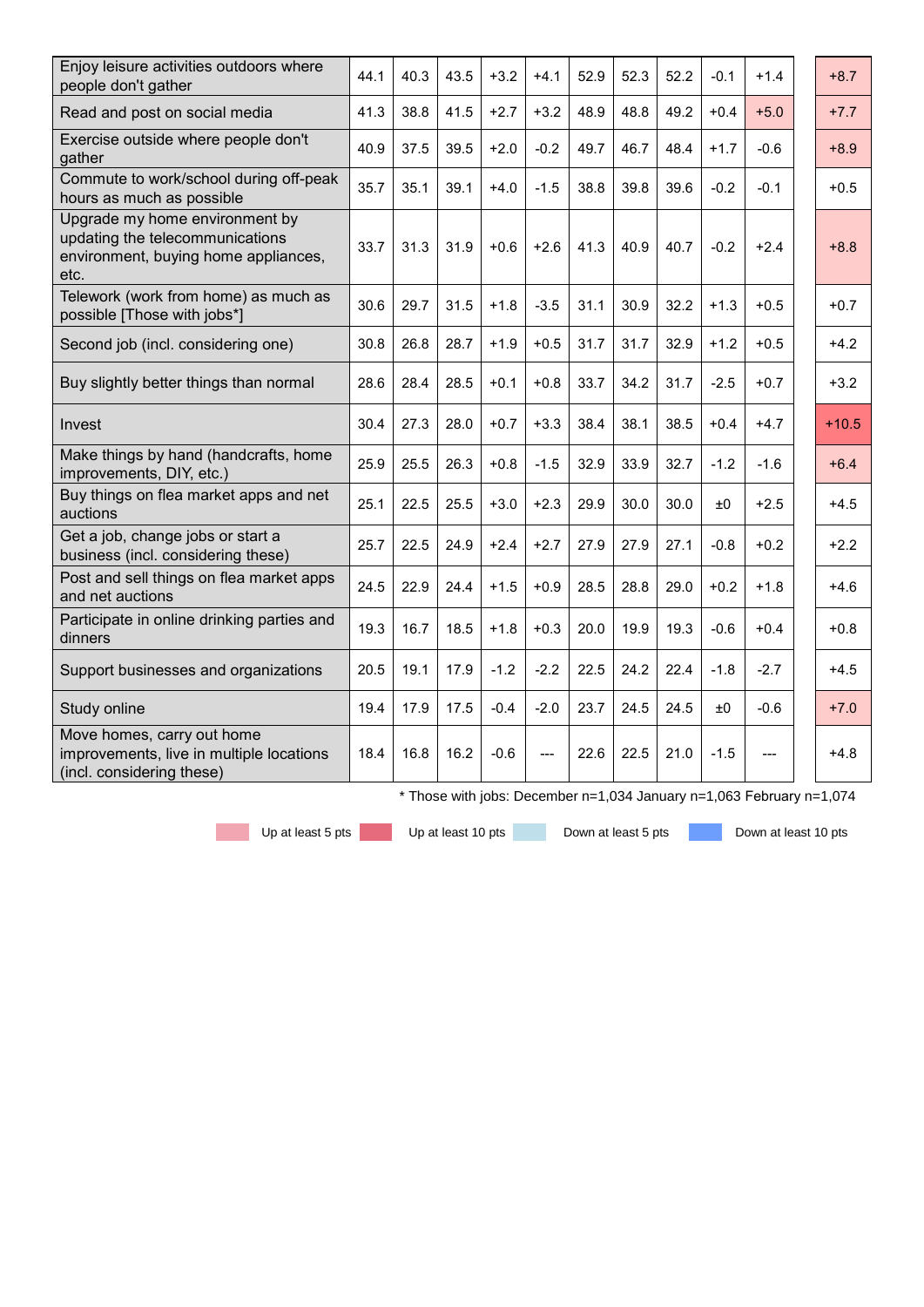| | | | | | | | | | | | |
|---|---|---|---|---|---|---|---|---|---|---|---|
| Enjoy leisure activities outdoors where people don't gather | 44.1 | 40.3 | 43.5 | +3.2 | +4.1 | 52.9 | 52.3 | 52.2 | -0.1 | +1.4 | +8.7 |
| Read and post on social media | 41.3 | 38.8 | 41.5 | +2.7 | +3.2 | 48.9 | 48.8 | 49.2 | +0.4 | +5.0 | +7.7 |
| Exercise outside where people don't gather | 40.9 | 37.5 | 39.5 | +2.0 | -0.2 | 49.7 | 46.7 | 48.4 | +1.7 | -0.6 | +8.9 |
| Commute to work/school during off-peak hours as much as possible | 35.7 | 35.1 | 39.1 | +4.0 | -1.5 | 38.8 | 39.8 | 39.6 | -0.2 | -0.1 | +0.5 |
| Upgrade my home environment by updating the telecommunications environment, buying home appliances, etc. | 33.7 | 31.3 | 31.9 | +0.6 | +2.6 | 41.3 | 40.9 | 40.7 | -0.2 | +2.4 | +8.8 |
| Telework (work from home) as much as possible [Those with jobs*] | 30.6 | 29.7 | 31.5 | +1.8 | -3.5 | 31.1 | 30.9 | 32.2 | +1.3 | +0.5 | +0.7 |
| Second job (incl. considering one) | 30.8 | 26.8 | 28.7 | +1.9 | +0.5 | 31.7 | 31.7 | 32.9 | +1.2 | +0.5 | +4.2 |
| Buy slightly better things than normal | 28.6 | 28.4 | 28.5 | +0.1 | +0.8 | 33.7 | 34.2 | 31.7 | -2.5 | +0.7 | +3.2 |
| Invest | 30.4 | 27.3 | 28.0 | +0.7 | +3.3 | 38.4 | 38.1 | 38.5 | +0.4 | +4.7 | +10.5 |
| Make things by hand (handcrafts, home improvements, DIY, etc.) | 25.9 | 25.5 | 26.3 | +0.8 | -1.5 | 32.9 | 33.9 | 32.7 | -1.2 | -1.6 | +6.4 |
| Buy things on flea market apps and net auctions | 25.1 | 22.5 | 25.5 | +3.0 | +2.3 | 29.9 | 30.0 | 30.0 | ±0 | +2.5 | +4.5 |
| Get a job, change jobs or start a business (incl. considering these) | 25.7 | 22.5 | 24.9 | +2.4 | +2.7 | 27.9 | 27.9 | 27.1 | -0.8 | +0.2 | +2.2 |
| Post and sell things on flea market apps and net auctions | 24.5 | 22.9 | 24.4 | +1.5 | +0.9 | 28.5 | 28.8 | 29.0 | +0.2 | +1.8 | +4.6 |
| Participate in online drinking parties and dinners | 19.3 | 16.7 | 18.5 | +1.8 | +0.3 | 20.0 | 19.9 | 19.3 | -0.6 | +0.4 | +0.8 |
| Support businesses and organizations | 20.5 | 19.1 | 17.9 | -1.2 | -2.2 | 22.5 | 24.2 | 22.4 | -1.8 | -2.7 | +4.5 |
| Study online | 19.4 | 17.9 | 17.5 | -0.4 | -2.0 | 23.7 | 24.5 | 24.5 | ±0 | -0.6 | +7.0 |
| Move homes, carry out home improvements, live in multiple locations (incl. considering these) | 18.4 | 16.8 | 16.2 | -0.6 | --- | 22.6 | 22.5 | 21.0 | -1.5 | --- | +4.8 |

* Those with jobs: December n=1,034 January n=1,063 February n=1,074

Up at least 5 pts | Up at least 10 pts | Down at least 5 pts | Down at least 10 pts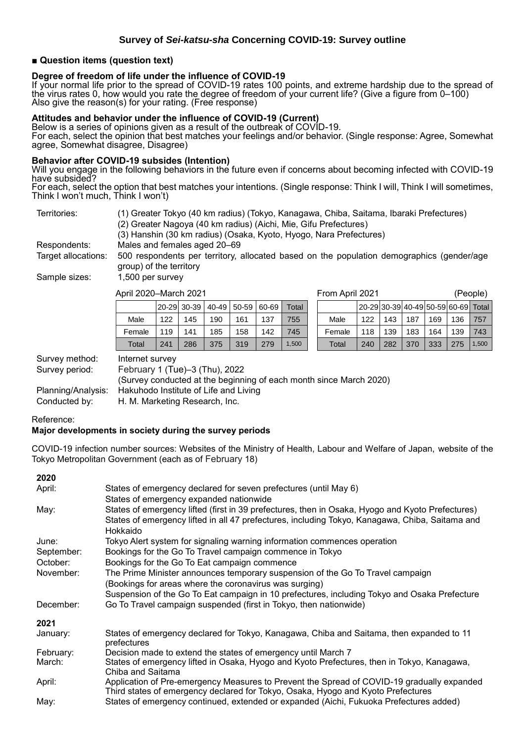## Survey of *Sei-katsu-sha* Concerning COVID-19: Survey outline

### ■ Question items (question text)

**Degree of freedom of life under the influence of COVID-19**

If your normal life prior to the spread of COVID-19 rates 100 points, and extreme hardship due to the spread of the virus rates 0, how would you rate the degree of freedom of your current life? (Give a figure from 0–100)
Also give the reason(s) for your rating. (Free response)

**Attitudes and behavior under the influence of COVID-19 (Current)**

Below is a series of opinions given as a result of the outbreak of COVID-19.
For each, select the opinion that best matches your feelings and/or behavior. (Single response: Agree, Somewhat agree, Somewhat disagree, Disagree)

**Behavior after COVID-19 subsides (Intention)**

Will you engage in the following behaviors in the future even if concerns about becoming infected with COVID-19 have subsided?
For each, select the option that best matches your intentions. (Single response: Think I will, Think I will sometimes, Think I won't much, Think I won't)

Territories: (1) Greater Tokyo (40 km radius) (Tokyo, Kanagawa, Chiba, Saitama, Ibaraki Prefectures)
(2) Greater Nagoya (40 km radius) (Aichi, Mie, Gifu Prefectures)
(3) Hanshin (30 km radius) (Osaka, Kyoto, Hyogo, Nara Prefectures)

Respondents: Males and females aged 20–69

Target allocations: 500 respondents per territory, allocated based on the population demographics (gender/age group) of the territory

Sample sizes: 1,500 per survey

April 2020–March 2021

| | 20-29 | 30-39 | 40-49 | 50-59 | 60-69 | Total |
|---|---|---|---|---|---|---|
| Male | 122 | 145 | 190 | 161 | 137 | 755 |
| Female | 119 | 141 | 185 | 158 | 142 | 745 |
| Total | 241 | 286 | 375 | 319 | 279 | 1,500 |

From April 2021 (People)

| | 20-29 | 30-39 | 40-49 | 50-59 | 60-69 | Total |
|---|---|---|---|---|---|---|
| Male | 122 | 143 | 187 | 169 | 136 | 757 |
| Female | 118 | 139 | 183 | 164 | 139 | 743 |
| Total | 240 | 282 | 370 | 333 | 275 | 1,500 |

Survey method: Internet survey

Survey period: February 1 (Tue)–3 (Thu), 2022
(Survey conducted at the beginning of each month since March 2020)

Planning/Analysis: Hakuhodo Institute of Life and Living

Conducted by: H. M. Marketing Research, Inc.

Reference:

**Major developments in society during the survey periods**

COVID-19 infection number sources: Websites of the Ministry of Health, Labour and Welfare of Japan, website of the Tokyo Metropolitan Government (each as of February 18)

**2020**

April: States of emergency declared for seven prefectures (until May 6)
States of emergency expanded nationwide

May: States of emergency lifted (first in 39 prefectures, then in Osaka, Hyogo and Kyoto Prefectures)
States of emergency lifted in all 47 prefectures, including Tokyo, Kanagawa, Chiba, Saitama and Hokkaido

June: Tokyo Alert system for signaling warning information commences operation

September: Bookings for the Go To Travel campaign commence in Tokyo

October: Bookings for the Go To Eat campaign commence

November: The Prime Minister announces temporary suspension of the Go To Travel campaign
(Bookings for areas where the coronavirus was surging)
Suspension of the Go To Eat campaign in 10 prefectures, including Tokyo and Osaka Prefecture

December: Go To Travel campaign suspended (first in Tokyo, then nationwide)

**2021**

January: States of emergency declared for Tokyo, Kanagawa, Chiba and Saitama, then expanded to 11 prefectures

February: Decision made to extend the states of emergency until March 7

March: States of emergency lifted in Osaka, Hyogo and Kyoto Prefectures, then in Tokyo, Kanagawa, Chiba and Saitama

April: Application of Pre-emergency Measures to Prevent the Spread of COVID-19 gradually expanded
Third states of emergency declared for Tokyo, Osaka, Hyogo and Kyoto Prefectures

May: States of emergency continued, extended or expanded (Aichi, Fukuoka Prefectures added)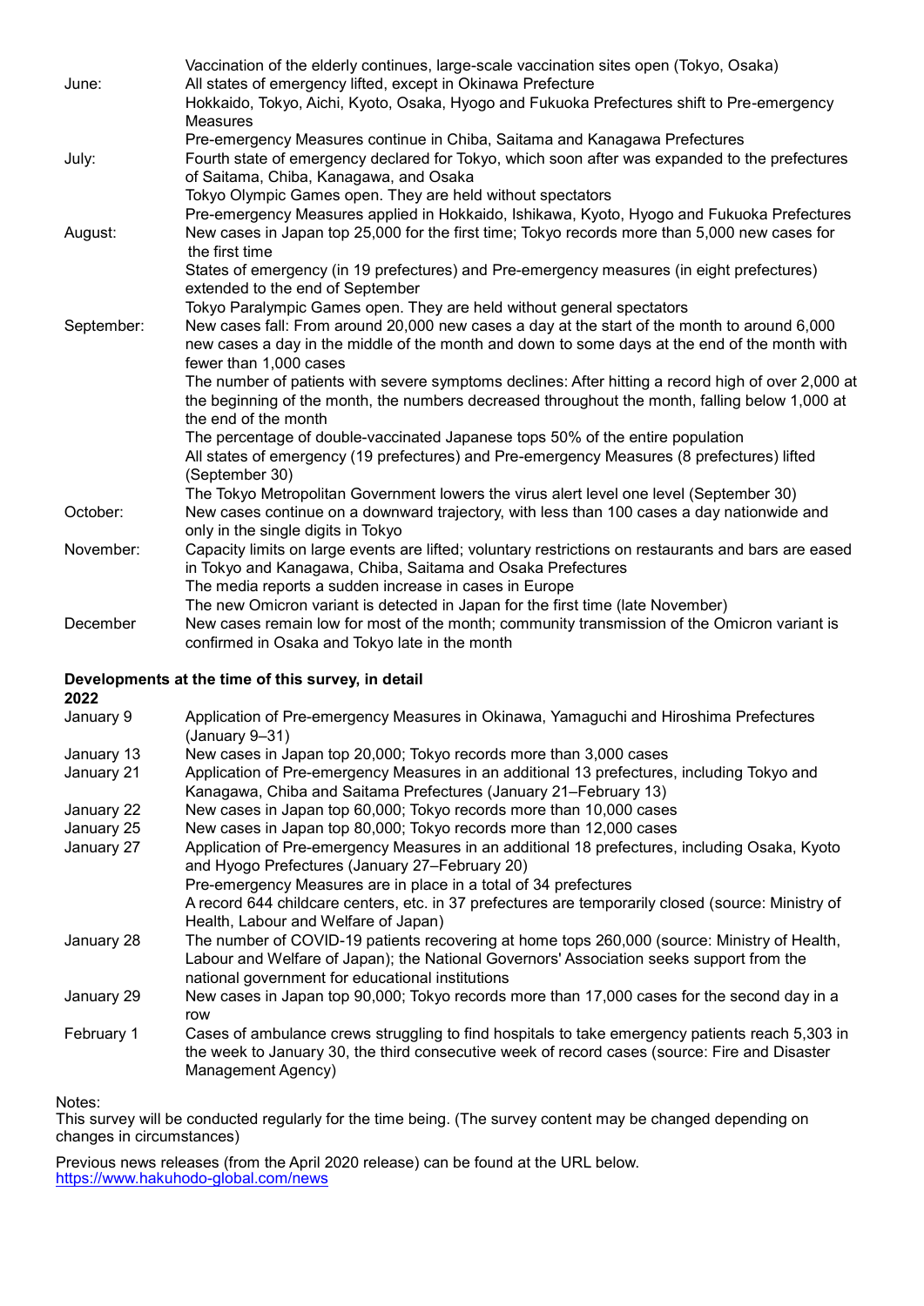| | |
|---|---|
| | Vaccination of the elderly continues, large-scale vaccination sites open (Tokyo, Osaka) |
| June: | All states of emergency lifted, except in Okinawa Prefecture |
| | Hokkaido, Tokyo, Aichi, Kyoto, Osaka, Hyogo and Fukuoka Prefectures shift to Pre-emergency Measures |
| | Pre-emergency Measures continue in Chiba, Saitama and Kanagawa Prefectures |
| July: | Fourth state of emergency declared for Tokyo, which soon after was expanded to the prefectures of Saitama, Chiba, Kanagawa, and Osaka |
| | Tokyo Olympic Games open. They are held without spectators |
| | Pre-emergency Measures applied in Hokkaido, Ishikawa, Kyoto, Hyogo and Fukuoka Prefectures |
| August: | New cases in Japan top 25,000 for the first time; Tokyo records more than 5,000 new cases for the first time |
| | States of emergency (in 19 prefectures) and Pre-emergency measures (in eight prefectures) extended to the end of September |
| | Tokyo Paralympic Games open. They are held without general spectators |
| September: | New cases fall: From around 20,000 new cases a day at the start of the month to around 6,000 new cases a day in the middle of the month and down to some days at the end of the month with fewer than 1,000 cases |
| | The number of patients with severe symptoms declines: After hitting a record high of over 2,000 at the beginning of the month, the numbers decreased throughout the month, falling below 1,000 at the end of the month |
| | The percentage of double-vaccinated Japanese tops 50% of the entire population |
| | All states of emergency (19 prefectures) and Pre-emergency Measures (8 prefectures) lifted (September 30) |
| | The Tokyo Metropolitan Government lowers the virus alert level one level (September 30) |
| October: | New cases continue on a downward trajectory, with less than 100 cases a day nationwide and only in the single digits in Tokyo |
| November: | Capacity limits on large events are lifted; voluntary restrictions on restaurants and bars are eased in Tokyo and Kanagawa, Chiba, Saitama and Osaka Prefectures |
| | The media reports a sudden increase in cases in Europe |
| | The new Omicron variant is detected in Japan for the first time (late November) |
| December | New cases remain low for most of the month; community transmission of the Omicron variant is confirmed in Osaka and Tokyo late in the month |

**Developments at the time of this survey, in detail**

**2022**

| | |
|---|---|
| January 9 | Application of Pre-emergency Measures in Okinawa, Yamaguchi and Hiroshima Prefectures (January 9–31) |
| January 13 | New cases in Japan top 20,000; Tokyo records more than 3,000 cases |
| January 21 | Application of Pre-emergency Measures in an additional 13 prefectures, including Tokyo and Kanagawa, Chiba and Saitama Prefectures (January 21–February 13) |
| January 22 | New cases in Japan top 60,000; Tokyo records more than 10,000 cases |
| January 25 | New cases in Japan top 80,000; Tokyo records more than 12,000 cases |
| January 27 | Application of Pre-emergency Measures in an additional 18 prefectures, including Osaka, Kyoto and Hyogo Prefectures (January 27–February 20) |
| | Pre-emergency Measures are in place in a total of 34 prefectures |
| | A record 644 childcare centers, etc. in 37 prefectures are temporarily closed (source: Ministry of Health, Labour and Welfare of Japan) |
| January 28 | The number of COVID-19 patients recovering at home tops 260,000 (source: Ministry of Health, Labour and Welfare of Japan); the National Governors' Association seeks support from the national government for educational institutions |
| January 29 | New cases in Japan top 90,000; Tokyo records more than 17,000 cases for the second day in a row |
| February 1 | Cases of ambulance crews struggling to find hospitals to take emergency patients reach 5,303 in the week to January 30, the third consecutive week of record cases (source: Fire and Disaster Management Agency) |

Notes:

This survey will be conducted regularly for the time being. (The survey content may be changed depending on changes in circumstances)

Previous news releases (from the April 2020 release) can be found at the URL below.
https://www.hakuhodo-global.com/news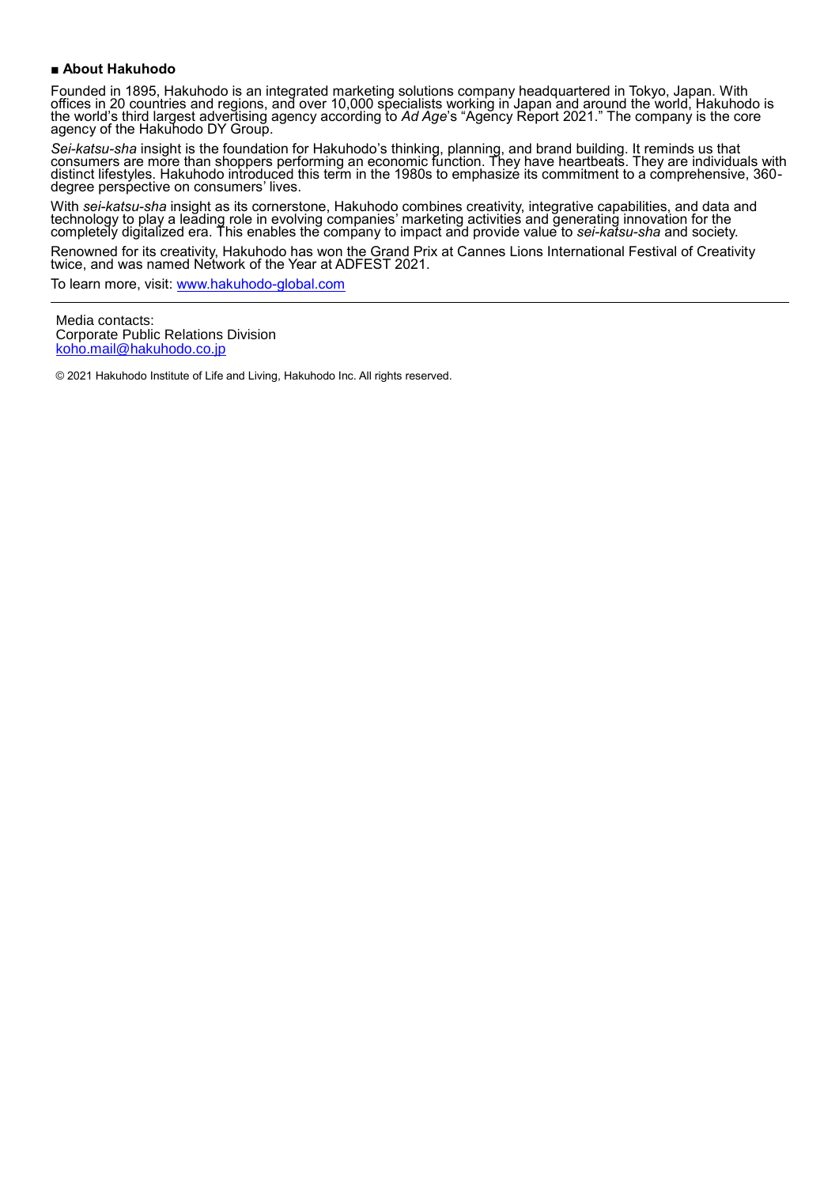### ■ About Hakuhodo

Founded in 1895, Hakuhodo is an integrated marketing solutions company headquartered in Tokyo, Japan. With offices in 20 countries and regions, and over 10,000 specialists working in Japan and around the world, Hakuhodo is the world's third largest advertising agency according to *Ad Age*'s "Agency Report 2021." The company is the core agency of the Hakuhodo DY Group.

*Sei-katsu-sha* insight is the foundation for Hakuhodo's thinking, planning, and brand building. It reminds us that consumers are more than shoppers performing an economic function. They have heartbeats. They are individuals with distinct lifestyles. Hakuhodo introduced this term in the 1980s to emphasize its commitment to a comprehensive, 360-degree perspective on consumers' lives.

With *sei-katsu-sha* insight as its cornerstone, Hakuhodo combines creativity, integrative capabilities, and data and technology to play a leading role in evolving companies' marketing activities and generating innovation for the completely digitalized era. This enables the company to impact and provide value to *sei-katsu-sha* and society.

Renowned for its creativity, Hakuhodo has won the Grand Prix at Cannes Lions International Festival of Creativity twice, and was named Network of the Year at ADFEST 2021.

To learn more, visit: [www.hakuhodo-global.com](http://www.hakuhodo-global.com)

---

Media contacts:
Corporate Public Relations Division
[koho.mail@hakuhodo.co.jp](mailto:koho.mail@hakuhodo.co.jp)

© 2021 Hakuhodo Institute of Life and Living, Hakuhodo Inc. All rights reserved.